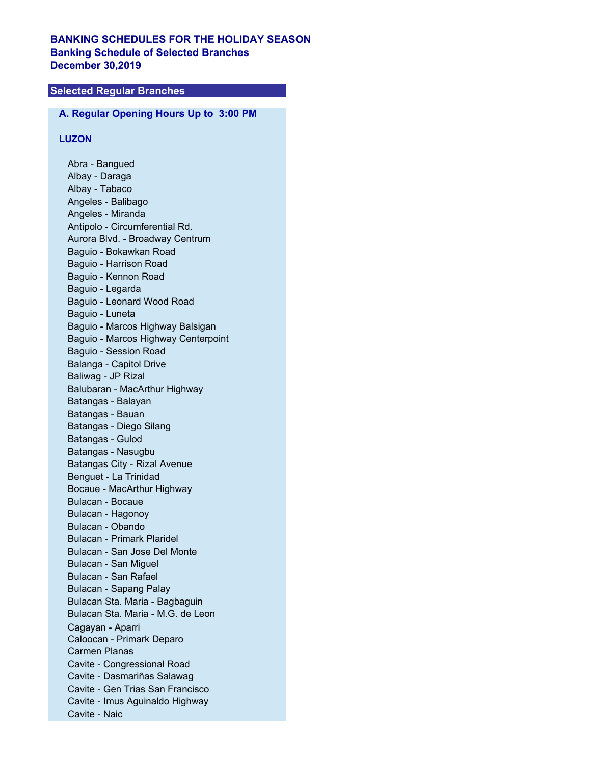# BANKING SCHEDULES FOR THE HOLIDAY SEASON

## Banking Schedule of Selected Branches

## December 30,2019

### Selected Regular Branches

#### A. Regular Opening Hours Up to 3:00 PM

**LUZON**

Abra - Bangued
Albay - Daraga
Albay - Tabaco
Angeles - Balibago
Angeles - Miranda
Antipolo - Circumferential Rd.
Aurora Blvd. - Broadway Centrum
Baguio - Bokawkan Road
Baguio - Harrison Road
Baguio - Kennon Road
Baguio - Legarda
Baguio - Leonard Wood Road
Baguio - Luneta
Baguio - Marcos Highway Balsigan
Baguio - Marcos Highway Centerpoint
Baguio - Session Road
Balanga - Capitol Drive
Baliwag - JP Rizal
Balubaran - MacArthur Highway
Batangas - Balayan
Batangas - Bauan
Batangas - Diego Silang
Batangas - Gulod
Batangas - Nasugbu
Batangas City - Rizal Avenue
Benguet - La Trinidad
Bocaue - MacArthur Highway
Bulacan - Bocaue
Bulacan - Hagonoy
Bulacan - Obando
Bulacan - Primark Plaridel
Bulacan - San Jose Del Monte
Bulacan - San Miguel
Bulacan - San Rafael
Bulacan - Sapang Palay
Bulacan Sta. Maria - Bagbaguin
Bulacan Sta. Maria - M.G. de Leon
Cagayan - Aparri
Caloocan - Primark Deparo
Carmen Planas
Cavite - Congressional Road
Cavite - Dasmariñas Salawag
Cavite - Gen Trias San Francisco
Cavite - Imus Aguinaldo Highway
Cavite - Naic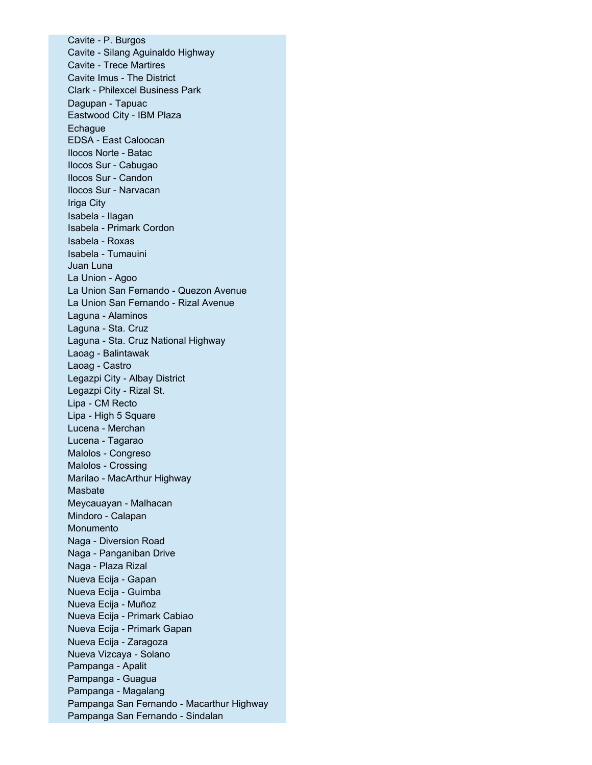Cavite - P. Burgos
Cavite - Silang Aguinaldo Highway
Cavite - Trece Martires
Cavite Imus - The District
Clark - Philexcel Business Park
Dagupan - Tapuac
Eastwood City - IBM Plaza
Echague
EDSA - East Caloocan
Ilocos Norte - Batac
Ilocos Sur - Cabugao
Ilocos Sur - Candon
Ilocos Sur - Narvacan
Iriga City
Isabela - Ilagan
Isabela - Primark Cordon
Isabela - Roxas
Isabela - Tumauini
Juan Luna
La Union - Agoo
La Union San Fernando - Quezon Avenue
La Union San Fernando - Rizal Avenue
Laguna - Alaminos
Laguna - Sta. Cruz
Laguna - Sta. Cruz National Highway
Laoag - Balintawak
Laoag - Castro
Legazpi City - Albay District
Legazpi City - Rizal St.
Lipa - CM Recto
Lipa - High 5 Square
Lucena - Merchan
Lucena - Tagarao
Malolos - Congreso
Malolos - Crossing
Marilao - MacArthur Highway
Masbate
Meycauayan - Malhacan
Mindoro - Calapan
Monumento
Naga - Diversion Road
Naga - Panganiban Drive
Naga - Plaza Rizal
Nueva Ecija - Gapan
Nueva Ecija - Guimba
Nueva Ecija - Muñoz
Nueva Ecija - Primark Cabiao
Nueva Ecija - Primark Gapan
Nueva Ecija - Zaragoza
Nueva Vizcaya - Solano
Pampanga - Apalit
Pampanga - Guagua
Pampanga - Magalang
Pampanga San Fernando - Macarthur Highway
Pampanga San Fernando - Sindalan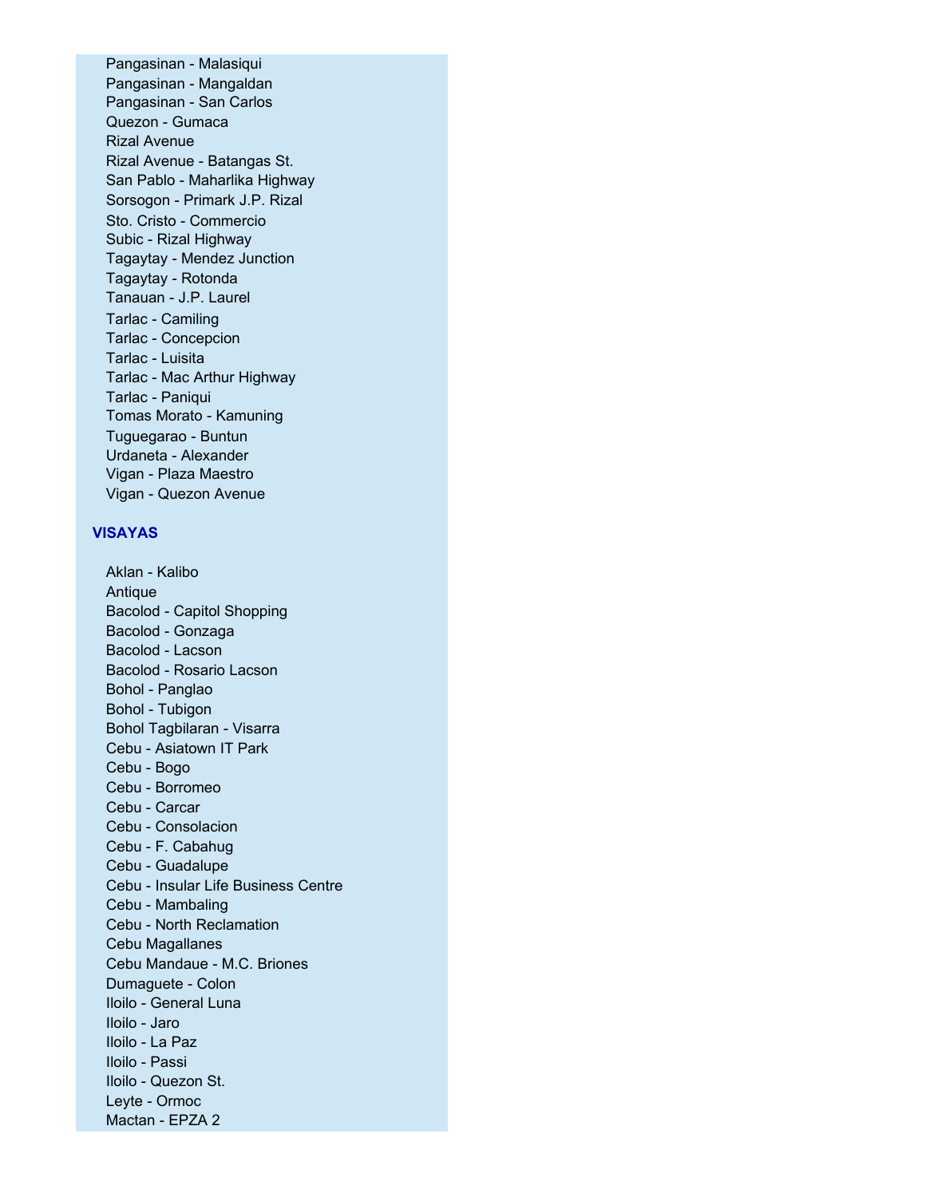Pangasinan - Malasiqui
Pangasinan - Mangaldan
Pangasinan - San Carlos
Quezon - Gumaca
Rizal Avenue
Rizal Avenue - Batangas St.
San Pablo - Maharlika Highway
Sorsogon - Primark J.P. Rizal
Sto. Cristo - Commercio
Subic - Rizal Highway
Tagaytay - Mendez Junction
Tagaytay - Rotonda
Tanauan - J.P. Laurel
Tarlac - Camiling
Tarlac - Concepcion
Tarlac - Luisita
Tarlac - Mac Arthur Highway
Tarlac - Paniqui
Tomas Morato - Kamuning
Tuguegarao - Buntun
Urdaneta - Alexander
Vigan - Plaza Maestro
Vigan - Quezon Avenue

**VISAYAS**

Aklan - Kalibo
Antique
Bacolod - Capitol Shopping
Bacolod - Gonzaga
Bacolod - Lacson
Bacolod - Rosario Lacson
Bohol - Panglao
Bohol - Tubigon
Bohol Tagbilaran - Visarra
Cebu - Asiatown IT Park
Cebu - Bogo
Cebu - Borromeo
Cebu - Carcar
Cebu - Consolacion
Cebu - F. Cabahug
Cebu - Guadalupe
Cebu - Insular Life Business Centre
Cebu - Mambaling
Cebu - North Reclamation
Cebu Magallanes
Cebu Mandaue - M.C. Briones
Dumaguete - Colon
Iloilo - General Luna
Iloilo - Jaro
Iloilo - La Paz
Iloilo - Passi
Iloilo - Quezon St.
Leyte - Ormoc
Mactan - EPZA 2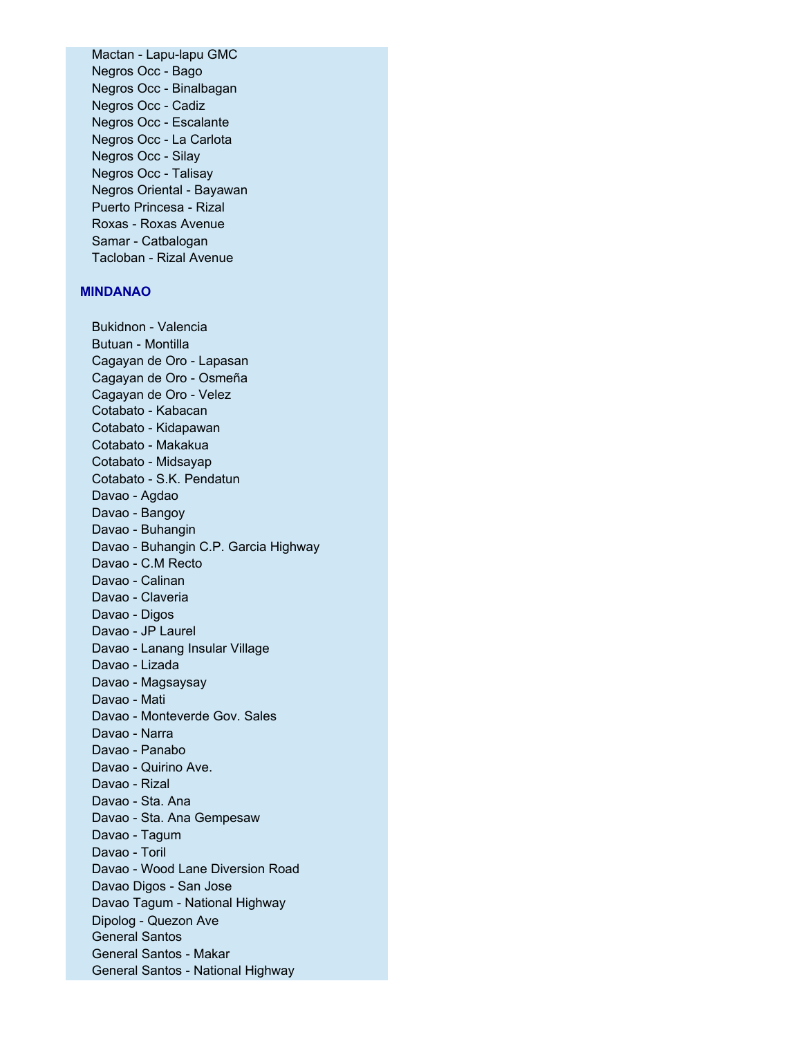Mactan - Lapu-lapu GMC
Negros Occ - Bago
Negros Occ - Binalbagan
Negros Occ - Cadiz
Negros Occ - Escalante
Negros Occ - La Carlota
Negros Occ - Silay
Negros Occ - Talisay
Negros Oriental - Bayawan
Puerto Princesa - Rizal
Roxas - Roxas Avenue
Samar - Catbalogan
Tacloban - Rizal Avenue

**MINDANAO**

Bukidnon - Valencia
Butuan - Montilla
Cagayan de Oro - Lapasan
Cagayan de Oro - Osmeña
Cagayan de Oro - Velez
Cotabato - Kabacan
Cotabato - Kidapawan
Cotabato - Makakua
Cotabato - Midsayap
Cotabato - S.K. Pendatun
Davao - Agdao
Davao - Bangoy
Davao - Buhangin
Davao - Buhangin C.P. Garcia Highway
Davao - C.M Recto
Davao - Calinan
Davao - Claveria
Davao - Digos
Davao - JP Laurel
Davao - Lanang Insular Village
Davao - Lizada
Davao - Magsaysay
Davao - Mati
Davao - Monteverde Gov. Sales
Davao - Narra
Davao - Panabo
Davao - Quirino Ave.
Davao - Rizal
Davao - Sta. Ana
Davao - Sta. Ana Gempesaw
Davao - Tagum
Davao - Toril
Davao - Wood Lane Diversion Road
Davao Digos - San Jose
Davao Tagum - National Highway
Dipolog - Quezon Ave
General Santos
General Santos - Makar
General Santos - National Highway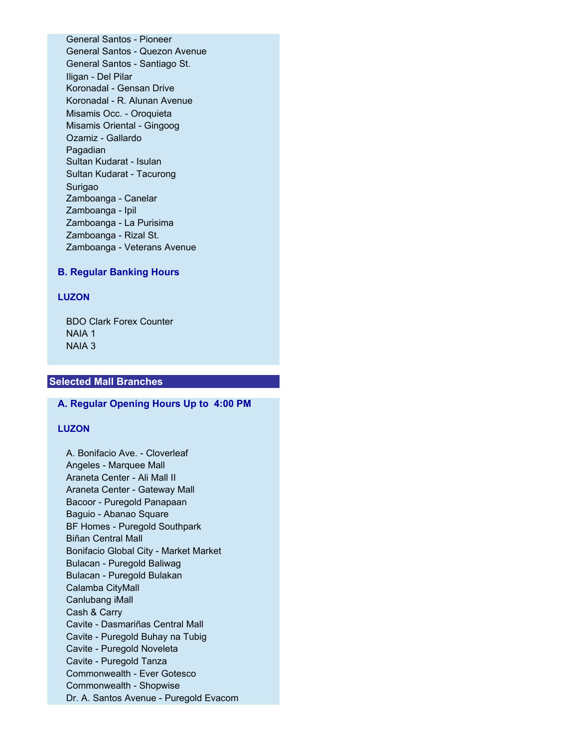- General Santos - Pioneer
- General Santos - Quezon Avenue
- General Santos - Santiago St.
- Iligan - Del Pilar
- Koronadal - Gensan Drive
- Koronadal - R. Alunan Avenue
- Misamis Occ. - Oroquieta
- Misamis Oriental - Gingoog
- Ozamiz - Gallardo
- Pagadian
- Sultan Kudarat - Isulan
- Sultan Kudarat - Tacurong
- Surigao
- Zamboanga - Canelar
- Zamboanga - Ipil
- Zamboanga - La Purisima
- Zamboanga - Rizal St.
- Zamboanga - Veterans Avenue

### B. Regular Banking Hours

#### LUZON

- BDO Clark Forex Counter
- NAIA 1
- NAIA 3

## Selected Mall Branches

### A. Regular Opening Hours Up to 4:00 PM

#### LUZON

- A. Bonifacio Ave. - Cloverleaf
- Angeles - Marquee Mall
- Araneta Center - Ali Mall II
- Araneta Center - Gateway Mall
- Bacoor - Puregold Panapaan
- Baguio - Abanao Square
- BF Homes - Puregold Southpark
- Biñan Central Mall
- Bonifacio Global City - Market Market
- Bulacan - Puregold Baliwag
- Bulacan - Puregold Bulakan
- Calamba CityMall
- Canlubang iMall
- Cash & Carry
- Cavite - Dasmariñas Central Mall
- Cavite - Puregold Buhay na Tubig
- Cavite - Puregold Noveleta
- Cavite - Puregold Tanza
- Commonwealth - Ever Gotesco
- Commonwealth - Shopwise
- Dr. A. Santos Avenue - Puregold Evacom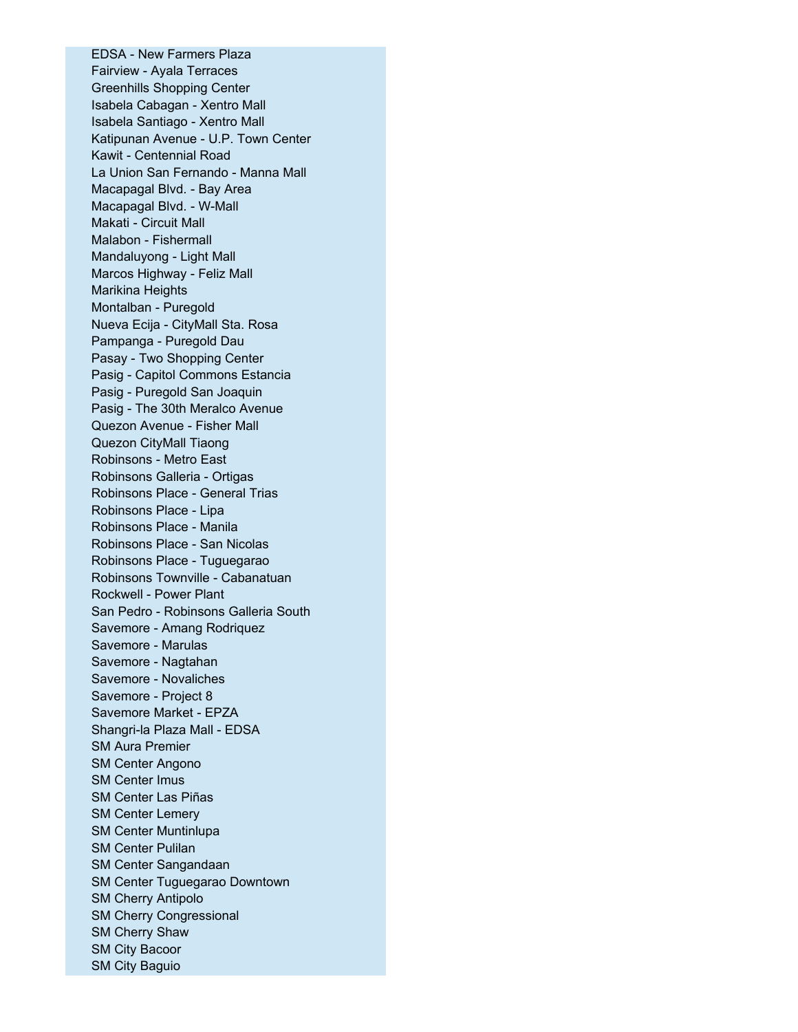EDSA - New Farmers Plaza
Fairview - Ayala Terraces
Greenhills Shopping Center
Isabela Cabagan - Xentro Mall
Isabela Santiago - Xentro Mall
Katipunan Avenue - U.P. Town Center
Kawit - Centennial Road
La Union San Fernando - Manna Mall
Macapagal Blvd. - Bay Area
Macapagal Blvd. - W-Mall
Makati - Circuit Mall
Malabon - Fishermall
Mandaluyong - Light Mall
Marcos Highway - Feliz Mall
Marikina Heights
Montalban - Puregold
Nueva Ecija - CityMall Sta. Rosa
Pampanga - Puregold Dau
Pasay - Two Shopping Center
Pasig - Capitol Commons Estancia
Pasig - Puregold San Joaquin
Pasig - The 30th Meralco Avenue
Quezon Avenue - Fisher Mall
Quezon CityMall Tiaong
Robinsons - Metro East
Robinsons Galleria - Ortigas
Robinsons Place - General Trias
Robinsons Place - Lipa
Robinsons Place - Manila
Robinsons Place - San Nicolas
Robinsons Place - Tuguegarao
Robinsons Townville - Cabanatuan
Rockwell - Power Plant
San Pedro - Robinsons Galleria South
Savemore - Amang Rodriquez
Savemore - Marulas
Savemore - Nagtahan
Savemore - Novaliches
Savemore - Project 8
Savemore Market - EPZA
Shangri-la Plaza Mall - EDSA
SM Aura Premier
SM Center Angono
SM Center Imus
SM Center Las Piñas
SM Center Lemery
SM Center Muntinlupa
SM Center Pulilan
SM Center Sangandaan
SM Center Tuguegarao Downtown
SM Cherry Antipolo
SM Cherry Congressional
SM Cherry Shaw
SM City Bacoor
SM City Baguio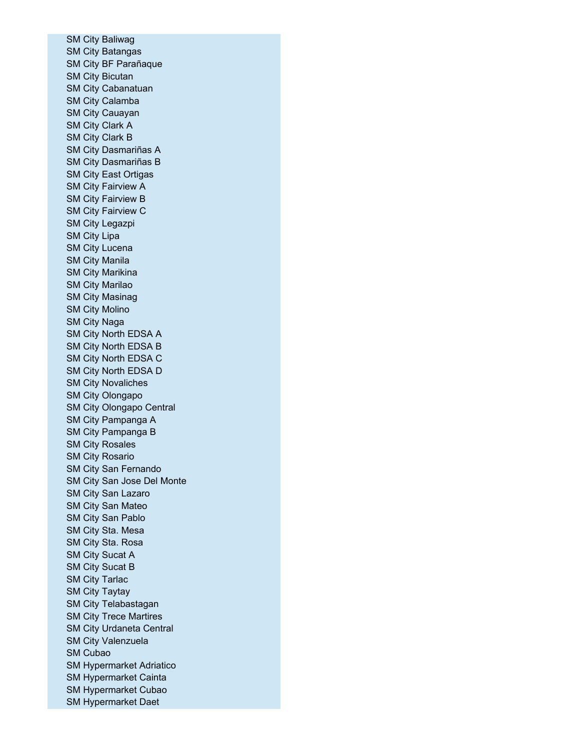SM City Baliwag
SM City Batangas
SM City BF Parañaque
SM City Bicutan
SM City Cabanatuan
SM City Calamba
SM City Cauayan
SM City Clark A
SM City Clark B
SM City Dasmariñas A
SM City Dasmariñas B
SM City East Ortigas
SM City Fairview A
SM City Fairview B
SM City Fairview C
SM City Legazpi
SM City Lipa
SM City Lucena
SM City Manila
SM City Marikina
SM City Marilao
SM City Masinag
SM City Molino
SM City Naga
SM City North EDSA A
SM City North EDSA B
SM City North EDSA C
SM City North EDSA D
SM City Novaliches
SM City Olongapo
SM City Olongapo Central
SM City Pampanga A
SM City Pampanga B
SM City Rosales
SM City Rosario
SM City San Fernando
SM City San Jose Del Monte
SM City San Lazaro
SM City San Mateo
SM City San Pablo
SM City Sta. Mesa
SM City Sta. Rosa
SM City Sucat A
SM City Sucat B
SM City Tarlac
SM City Taytay
SM City Telabastagan
SM City Trece Martires
SM City Urdaneta Central
SM City Valenzuela
SM Cubao
SM Hypermarket Adriatico
SM Hypermarket Cainta
SM Hypermarket Cubao
SM Hypermarket Daet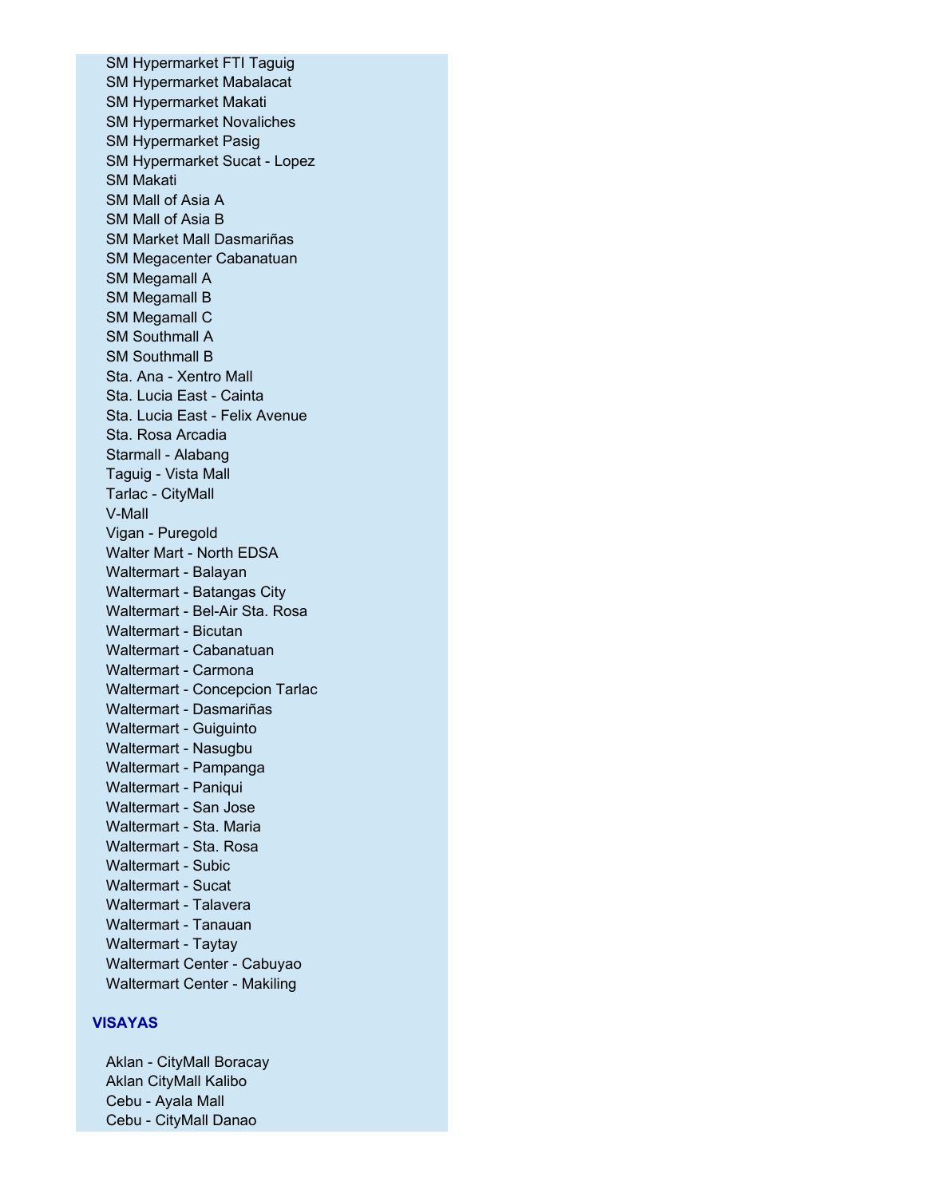SM Hypermarket FTI Taguig
SM Hypermarket Mabalacat
SM Hypermarket Makati
SM Hypermarket Novaliches
SM Hypermarket Pasig
SM Hypermarket Sucat - Lopez
SM Makati
SM Mall of Asia A
SM Mall of Asia B
SM Market Mall Dasmariñas
SM Megacenter Cabanatuan
SM Megamall A
SM Megamall B
SM Megamall C
SM Southmall A
SM Southmall B
Sta. Ana - Xentro Mall
Sta. Lucia East - Cainta
Sta. Lucia East - Felix Avenue
Sta. Rosa Arcadia
Starmall - Alabang
Taguig - Vista Mall
Tarlac - CityMall
V-Mall
Vigan - Puregold
Walter Mart - North EDSA
Waltermart - Balayan
Waltermart - Batangas City
Waltermart - Bel-Air Sta. Rosa
Waltermart - Bicutan
Waltermart - Cabanatuan
Waltermart - Carmona
Waltermart - Concepcion Tarlac
Waltermart - Dasmariñas
Waltermart - Guiguinto
Waltermart - Nasugbu
Waltermart - Pampanga
Waltermart - Paniqui
Waltermart - San Jose
Waltermart - Sta. Maria
Waltermart - Sta. Rosa
Waltermart - Subic
Waltermart - Sucat
Waltermart - Talavera
Waltermart - Tanauan
Waltermart - Taytay
Waltermart Center - Cabuyao
Waltermart Center - Makiling

**VISAYAS**

Aklan - CityMall Boracay
Aklan CityMall Kalibo
Cebu - Ayala Mall
Cebu - CityMall Danao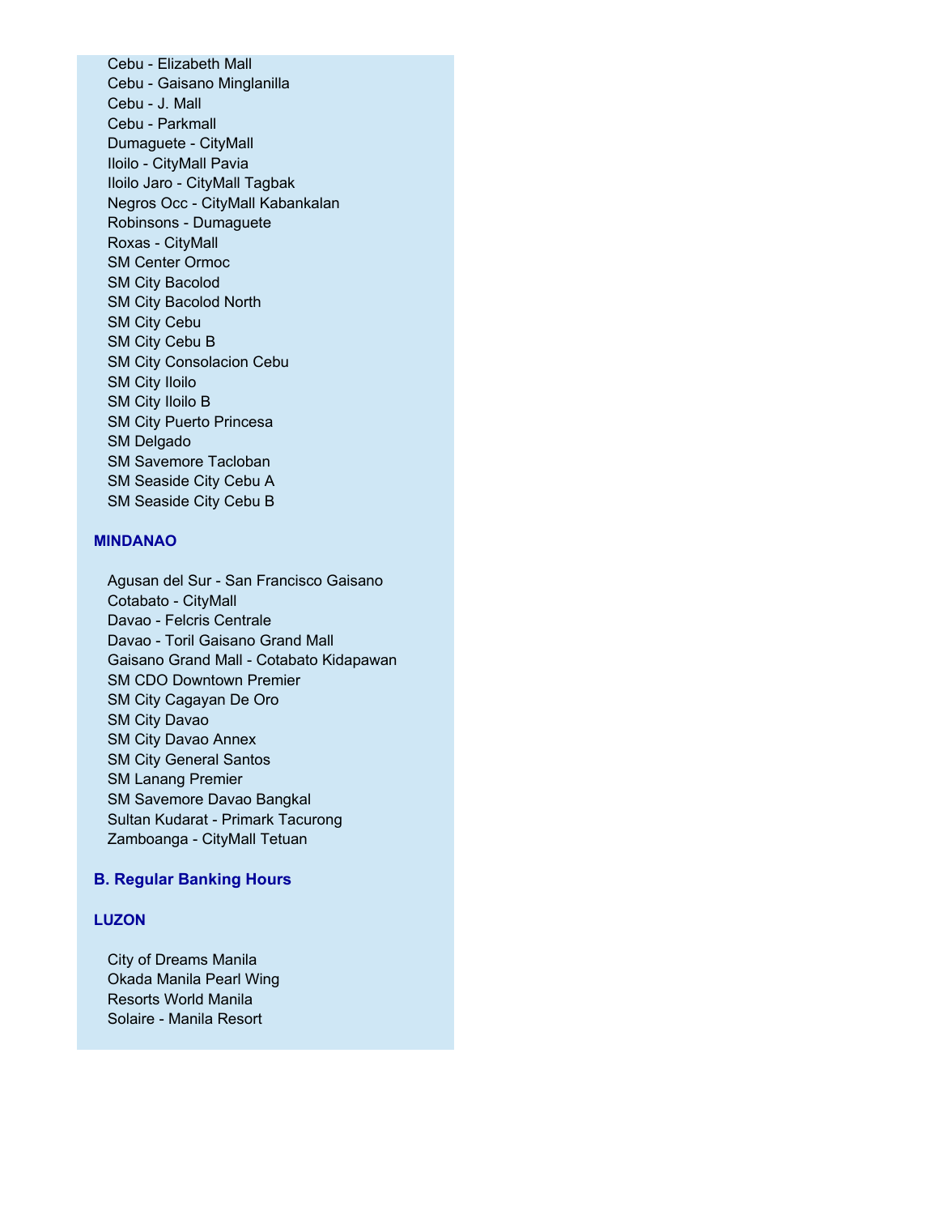Cebu - Elizabeth Mall
Cebu - Gaisano Minglanilla
Cebu - J. Mall
Cebu - Parkmall
Dumaguete - CityMall
Iloilo - CityMall Pavia
Iloilo Jaro - CityMall Tagbak
Negros Occ - CityMall Kabankalan
Robinsons - Dumaguete
Roxas - CityMall
SM Center Ormoc
SM City Bacolod
SM City Bacolod North
SM City Cebu
SM City Cebu B
SM City Consolacion Cebu
SM City Iloilo
SM City Iloilo B
SM City Puerto Princesa
SM Delgado
SM Savemore Tacloban
SM Seaside City Cebu A
SM Seaside City Cebu B

**MINDANAO**

Agusan del Sur - San Francisco Gaisano
Cotabato - CityMall
Davao - Felcris Centrale
Davao - Toril Gaisano Grand Mall
Gaisano Grand Mall - Cotabato Kidapawan
SM CDO Downtown Premier
SM City Cagayan De Oro
SM City Davao
SM City Davao Annex
SM City General Santos
SM Lanang Premier
SM Savemore Davao Bangkal
Sultan Kudarat - Primark Tacurong
Zamboanga - CityMall Tetuan

**B. Regular Banking Hours**

**LUZON**

City of Dreams Manila
Okada Manila Pearl Wing
Resorts World Manila
Solaire - Manila Resort